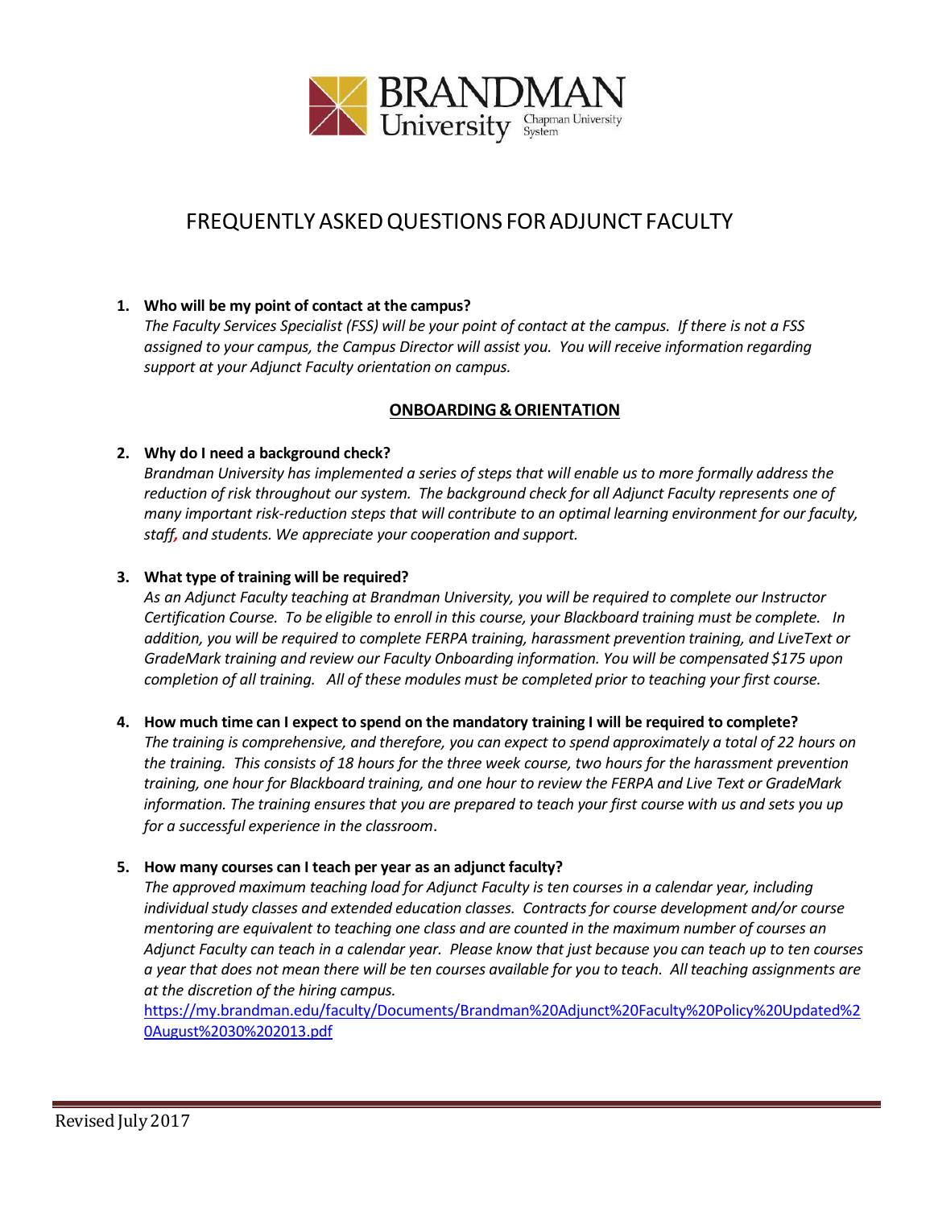# FREQUENTLY ASKED QUESTIONS FOR ADJUNCT FACULTY

1. **Who will be my point of contact at the campus?**
   *The Faculty Services Specialist (FSS) will be your point of contact at the campus. If there is not a FSS assigned to your campus, the Campus Director will assist you. You will receive information regarding support at your Adjunct Faculty orientation on campus.*

## ONBOARDING & ORIENTATION

2. **Why do I need a background check?**
   *Brandman University has implemented a series of steps that will enable us to more formally address the reduction of risk throughout our system. The background check for all Adjunct Faculty represents one of many important risk-reduction steps that will contribute to an optimal learning environment for our faculty, staff, and students. We appreciate your cooperation and support.*

3. **What type of training will be required?**
   *As an Adjunct Faculty teaching at Brandman University, you will be required to complete our Instructor Certification Course. To be eligible to enroll in this course, your Blackboard training must be complete. In addition, you will be required to complete FERPA training, harassment prevention training, and LiveText or GradeMark training and review our Faculty Onboarding information. You will be compensated $175 upon completion of all training. All of these modules must be completed prior to teaching your first course.*

4. **How much time can I expect to spend on the mandatory training I will be required to complete?**
   *The training is comprehensive, and therefore, you can expect to spend approximately a total of 22 hours on the training. This consists of 18 hours for the three week course, two hours for the harassment prevention training, one hour for Blackboard training, and one hour to review the FERPA and Live Text or GradeMark information. The training ensures that you are prepared to teach your first course with us and sets you up for a successful experience in the classroom.*

5. **How many courses can I teach per year as an adjunct faculty?**
   *The approved maximum teaching load for Adjunct Faculty is ten courses in a calendar year, including individual study classes and extended education classes. Contracts for course development and/or course mentoring are equivalent to teaching one class and are counted in the maximum number of courses an Adjunct Faculty can teach in a calendar year. Please know that just because you can teach up to ten courses a year that does not mean there will be ten courses available for you to teach. All teaching assignments are at the discretion of the hiring campus.*
   https://my.brandman.edu/faculty/Documents/Brandman%20Adjunct%20Faculty%20Policy%20Updated%20August%2030%202013.pdf

Revised July 2017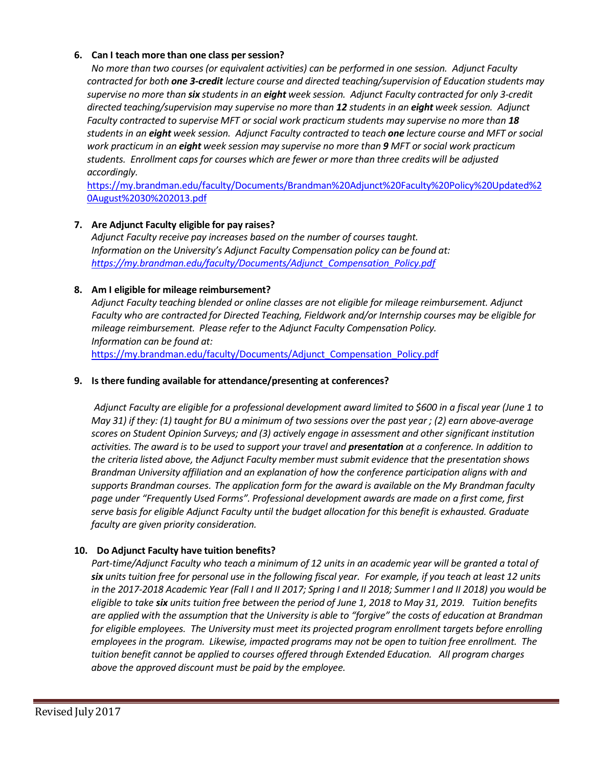6. **Can I teach more than one class per session?**

   *No more than two courses (or equivalent activities) can be performed in one session. Adjunct Faculty contracted for both **one 3-credit** lecture course and directed teaching/supervision of Education students may supervise no more than **six** students in an **eight** week session. Adjunct Faculty contracted for only 3-credit directed teaching/supervision may supervise no more than **12** students in an **eight** week session. Adjunct Faculty contracted to supervise MFT or social work practicum students may supervise no more than **18** students in an **eight** week session. Adjunct Faculty contracted to teach **one** lecture course and MFT or social work practicum in an **eight** week session may supervise no more than **9** MFT or social work practicum students. Enrollment caps for courses which are fewer or more than three credits will be adjusted accordingly.*

   https://my.brandman.edu/faculty/Documents/Brandman%20Adjunct%20Faculty%20Policy%20Updated%20August%2030%202013.pdf

7. **Are Adjunct Faculty eligible for pay raises?**

   *Adjunct Faculty receive pay increases based on the number of courses taught. Information on the University's Adjunct Faculty Compensation policy can be found at: https://my.brandman.edu/faculty/Documents/Adjunct_Compensation_Policy.pdf*

8. **Am I eligible for mileage reimbursement?**

   *Adjunct Faculty teaching blended or online classes are not eligible for mileage reimbursement. Adjunct Faculty who are contracted for Directed Teaching, Fieldwork and/or Internship courses may be eligible for mileage reimbursement. Please refer to the Adjunct Faculty Compensation Policy. Information can be found at:*

   https://my.brandman.edu/faculty/Documents/Adjunct_Compensation_Policy.pdf

9. **Is there funding available for attendance/presenting at conferences?**

   *Adjunct Faculty are eligible for a professional development award limited to $600 in a fiscal year (June 1 to May 31) if they: (1) taught for BU a minimum of two sessions over the past year ; (2) earn above-average scores on Student Opinion Surveys; and (3) actively engage in assessment and other significant institution activities. The award is to be used to support your travel and **presentation** at a conference. In addition to the criteria listed above, the Adjunct Faculty member must submit evidence that the presentation shows Brandman University affiliation and an explanation of how the conference participation aligns with and supports Brandman courses. The application form for the award is available on the My Brandman faculty page under "Frequently Used Forms". Professional development awards are made on a first come, first serve basis for eligible Adjunct Faculty until the budget allocation for this benefit is exhausted. Graduate faculty are given priority consideration.*

10. **Do Adjunct Faculty have tuition benefits?**

    *Part-time/Adjunct Faculty who teach a minimum of 12 units in an academic year will be granted a total of **six** units tuition free for personal use in the following fiscal year. For example, if you teach at least 12 units in the 2017-2018 Academic Year (Fall I and II 2017; Spring I and II 2018; Summer I and II 2018) you would be eligible to take **six** units tuition free between the period of June 1, 2018 to May 31, 2019. Tuition benefits are applied with the assumption that the University is able to "forgive" the costs of education at Brandman for eligible employees. The University must meet its projected program enrollment targets before enrolling employees in the program. Likewise, impacted programs may not be open to tuition free enrollment. The tuition benefit cannot be applied to courses offered through Extended Education. All program charges above the approved discount must be paid by the employee.*

Revised July 2017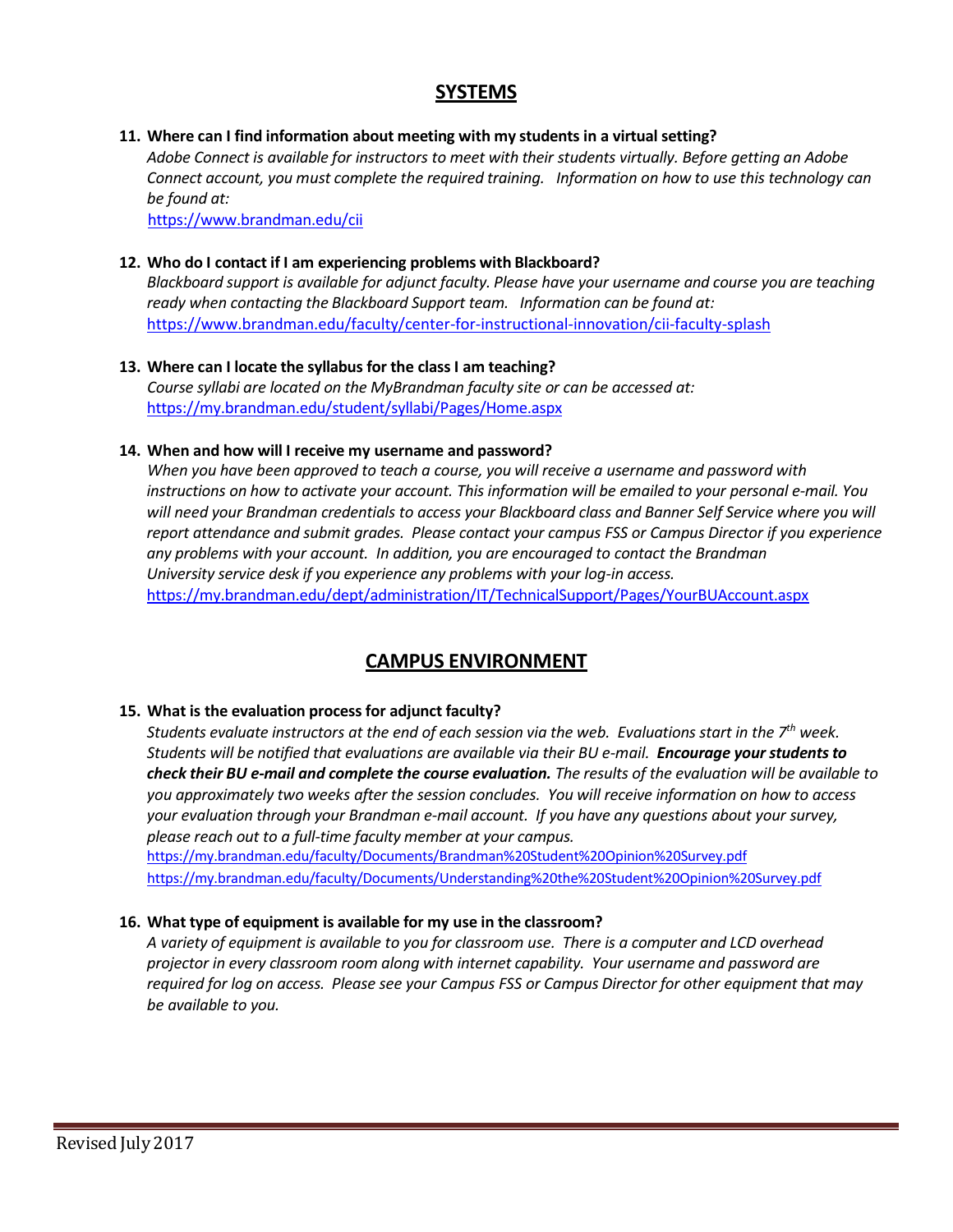## SYSTEMS

**11. Where can I find information about meeting with my students in a virtual setting?**

*Adobe Connect is available for instructors to meet with their students virtually. Before getting an Adobe Connect account, you must complete the required training. Information on how to use this technology can be found at:*

https://www.brandman.edu/cii

**12. Who do I contact if I am experiencing problems with Blackboard?**

*Blackboard support is available for adjunct faculty. Please have your username and course you are teaching ready when contacting the Blackboard Support team. Information can be found at:*

https://www.brandman.edu/faculty/center-for-instructional-innovation/cii-faculty-splash

**13. Where can I locate the syllabus for the class I am teaching?**

*Course syllabi are located on the MyBrandman faculty site or can be accessed at:*

https://my.brandman.edu/student/syllabi/Pages/Home.aspx

**14. When and how will I receive my username and password?**

*When you have been approved to teach a course, you will receive a username and password with instructions on how to activate your account. This information will be emailed to your personal e-mail. You will need your Brandman credentials to access your Blackboard class and Banner Self Service where you will report attendance and submit grades. Please contact your campus FSS or Campus Director if you experience any problems with your account. In addition, you are encouraged to contact the Brandman University service desk if you experience any problems with your log-in access.*

https://my.brandman.edu/dept/administration/IT/TechnicalSupport/Pages/YourBUAccount.aspx

## CAMPUS ENVIRONMENT

**15. What is the evaluation process for adjunct faculty?**

*Students evaluate instructors at the end of each session via the web. Evaluations start in the 7th week. Students will be notified that evaluations are available via their BU e-mail.* ***Encourage your students to check their BU e-mail and complete the course evaluation.*** *The results of the evaluation will be available to you approximately two weeks after the session concludes. You will receive information on how to access your evaluation through your Brandman e-mail account. If you have any questions about your survey, please reach out to a full-time faculty member at your campus.*

https://my.brandman.edu/faculty/Documents/Brandman%20Student%20Opinion%20Survey.pdf

https://my.brandman.edu/faculty/Documents/Understanding%20the%20Student%20Opinion%20Survey.pdf

**16. What type of equipment is available for my use in the classroom?**

*A variety of equipment is available to you for classroom use. There is a computer and LCD overhead projector in every classroom room along with internet capability. Your username and password are required for log on access. Please see your Campus FSS or Campus Director for other equipment that may be available to you.*

Revised July 2017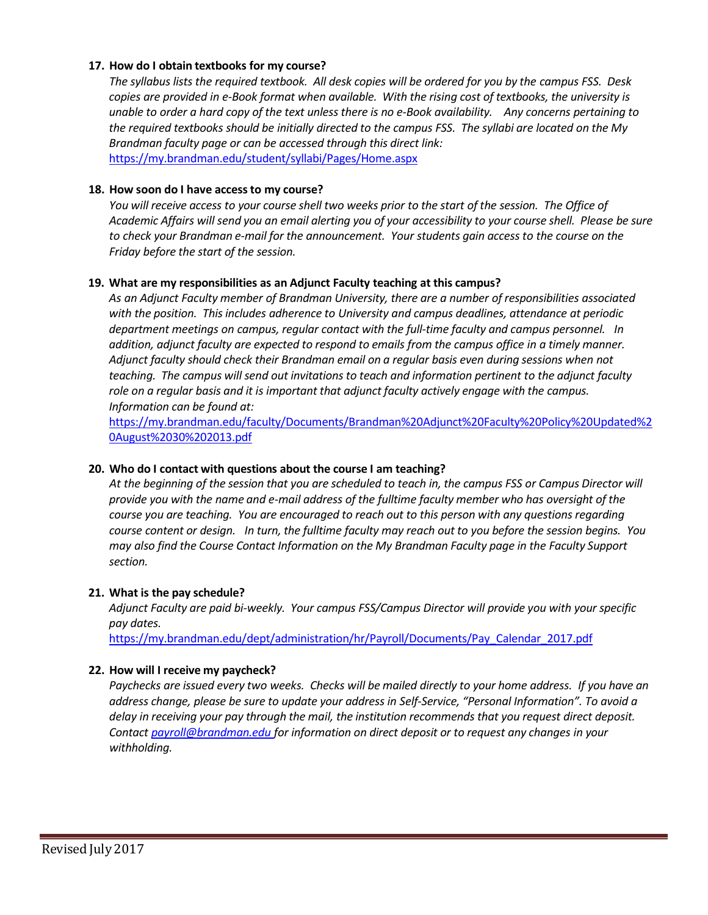**17. How do I obtain textbooks for my course?**

*The syllabus lists the required textbook. All desk copies will be ordered for you by the campus FSS. Desk copies are provided in e-Book format when available. With the rising cost of textbooks, the university is unable to order a hard copy of the text unless there is no e-Book availability. Any concerns pertaining to the required textbooks should be initially directed to the campus FSS. The syllabi are located on the My Brandman faculty page or can be accessed through this direct link:* https://my.brandman.edu/student/syllabi/Pages/Home.aspx

**18. How soon do I have access to my course?**

*You will receive access to your course shell two weeks prior to the start of the session. The Office of Academic Affairs will send you an email alerting you of your accessibility to your course shell. Please be sure to check your Brandman e-mail for the announcement. Your students gain access to the course on the Friday before the start of the session.*

**19. What are my responsibilities as an Adjunct Faculty teaching at this campus?**

*As an Adjunct Faculty member of Brandman University, there are a number of responsibilities associated with the position. This includes adherence to University and campus deadlines, attendance at periodic department meetings on campus, regular contact with the full-time faculty and campus personnel. In addition, adjunct faculty are expected to respond to emails from the campus office in a timely manner. Adjunct faculty should check their Brandman email on a regular basis even during sessions when not teaching. The campus will send out invitations to teach and information pertinent to the adjunct faculty role on a regular basis and it is important that adjunct faculty actively engage with the campus. Information can be found at:*

https://my.brandman.edu/faculty/Documents/Brandman%20Adjunct%20Faculty%20Policy%20Updated%20August%2030%202013.pdf

**20. Who do I contact with questions about the course I am teaching?**

*At the beginning of the session that you are scheduled to teach in, the campus FSS or Campus Director will provide you with the name and e-mail address of the fulltime faculty member who has oversight of the course you are teaching. You are encouraged to reach out to this person with any questions regarding course content or design. In turn, the fulltime faculty may reach out to you before the session begins. You may also find the Course Contact Information on the My Brandman Faculty page in the Faculty Support section.*

**21. What is the pay schedule?**

*Adjunct Faculty are paid bi-weekly. Your campus FSS/Campus Director will provide you with your specific pay dates.*

https://my.brandman.edu/dept/administration/hr/Payroll/Documents/Pay_Calendar_2017.pdf

**22. How will I receive my paycheck?**

*Paychecks are issued every two weeks. Checks will be mailed directly to your home address. If you have an address change, please be sure to update your address in Self-Service, "Personal Information". To avoid a delay in receiving your pay through the mail, the institution recommends that you request direct deposit. Contact* payroll@brandman.edu *for information on direct deposit or to request any changes in your withholding.*

Revised July 2017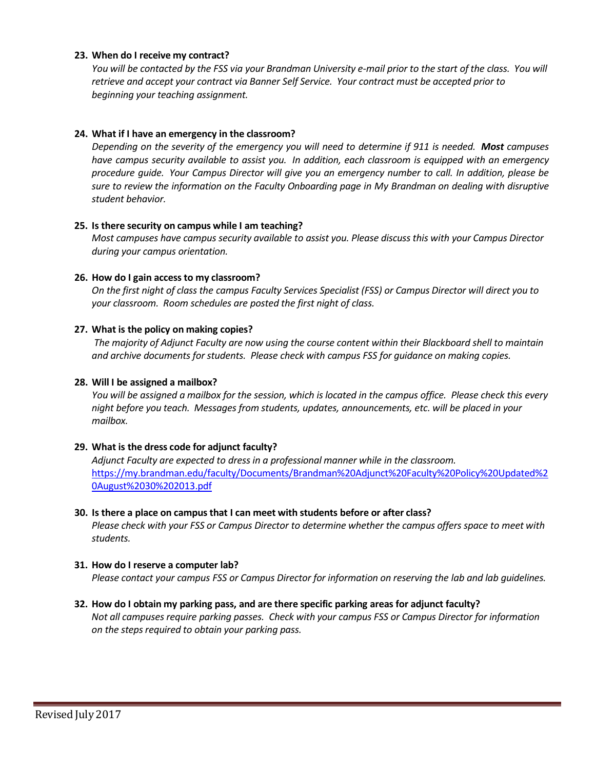**23. When do I receive my contract?**

*You will be contacted by the FSS via your Brandman University e-mail prior to the start of the class. You will retrieve and accept your contract via Banner Self Service. Your contract must be accepted prior to beginning your teaching assignment.*

**24. What if I have an emergency in the classroom?**

*Depending on the severity of the emergency you will need to determine if 911 is needed.* ***Most*** *campuses have campus security available to assist you. In addition, each classroom is equipped with an emergency procedure guide. Your Campus Director will give you an emergency number to call. In addition, please be sure to review the information on the Faculty Onboarding page in My Brandman on dealing with disruptive student behavior.*

**25. Is there security on campus while I am teaching?**

*Most campuses have campus security available to assist you. Please discuss this with your Campus Director during your campus orientation.*

**26. How do I gain access to my classroom?**

*On the first night of class the campus Faculty Services Specialist (FSS) or Campus Director will direct you to your classroom. Room schedules are posted the first night of class.*

**27. What is the policy on making copies?**

*The majority of Adjunct Faculty are now using the course content within their Blackboard shell to maintain and archive documents for students. Please check with campus FSS for guidance on making copies.*

**28. Will I be assigned a mailbox?**

*You will be assigned a mailbox for the session, which is located in the campus office. Please check this every night before you teach. Messages from students, updates, announcements, etc. will be placed in your mailbox.*

**29. What is the dress code for adjunct faculty?**

*Adjunct Faculty are expected to dress in a professional manner while in the classroom.*
https://my.brandman.edu/faculty/Documents/Brandman%20Adjunct%20Faculty%20Policy%20Updated%20August%2030%202013.pdf

**30. Is there a place on campus that I can meet with students before or after class?**

*Please check with your FSS or Campus Director to determine whether the campus offers space to meet with students.*

**31. How do I reserve a computer lab?**

*Please contact your campus FSS or Campus Director for information on reserving the lab and lab guidelines.*

**32. How do I obtain my parking pass, and are there specific parking areas for adjunct faculty?**

*Not all campuses require parking passes. Check with your campus FSS or Campus Director for information on the steps required to obtain your parking pass.*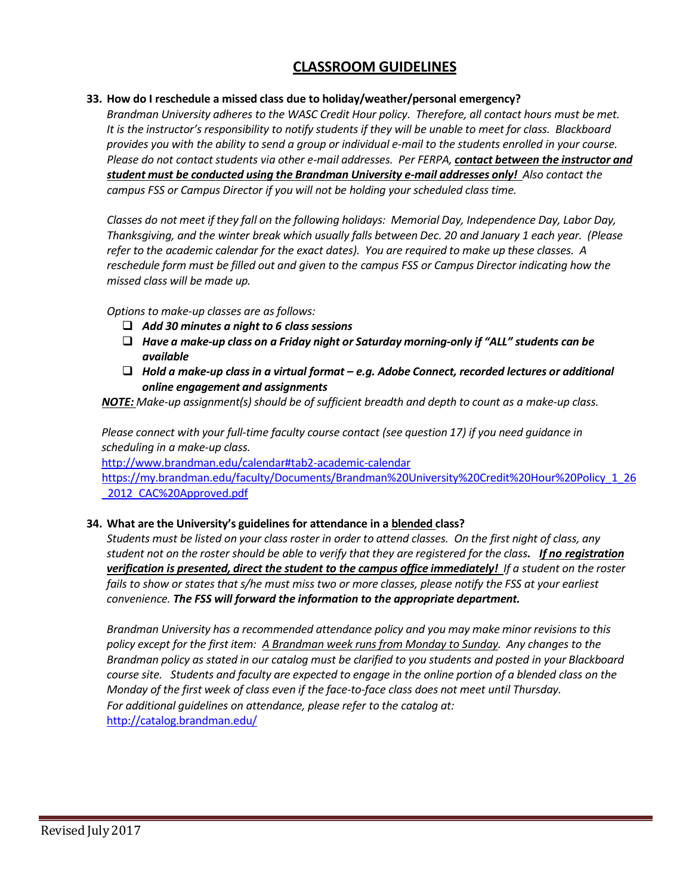## CLASSROOM GUIDELINES

**33. How do I reschedule a missed class due to holiday/weather/personal emergency?**

*Brandman University adheres to the WASC Credit Hour policy. Therefore, all contact hours must be met. It is the instructor's responsibility to notify students if they will be unable to meet for class. Blackboard provides you with the ability to send a group or individual e-mail to the students enrolled in your course. Please do not contact students via other e-mail addresses. Per FERPA, **contact between the instructor and student must be conducted using the Brandman University e-mail addresses only!** Also contact the campus FSS or Campus Director if you will not be holding your scheduled class time.*

*Classes do not meet if they fall on the following holidays: Memorial Day, Independence Day, Labor Day, Thanksgiving, and the winter break which usually falls between Dec. 20 and January 1 each year. (Please refer to the academic calendar for the exact dates). You are required to make up these classes. A reschedule form must be filled out and given to the campus FSS or Campus Director indicating how the missed class will be made up.*

*Options to make-up classes are as follows:*

- ***Add 30 minutes a night to 6 class sessions***
- ***Have a make-up class on a Friday night or Saturday morning-only if "ALL" students can be available***
- ***Hold a make-up class in a virtual format – e.g. Adobe Connect, recorded lectures or additional online engagement and assignments***

***NOTE:** Make-up assignment(s) should be of sufficient breadth and depth to count as a make-up class.*

*Please connect with your full-time faculty course contact (see question 17) if you need guidance in scheduling in a make-up class.*

http://www.brandman.edu/calendar#tab2-academic-calendar

https://my.brandman.edu/faculty/Documents/Brandman%20University%20Credit%20Hour%20Policy_1_26_2012_CAC%20Approved.pdf

**34. What are the University's guidelines for attendance in a blended class?**

*Students must be listed on your class roster in order to attend classes. On the first night of class, any student not on the roster should be able to verify that they are registered for the class**. If no registration verification is presented, direct the student to the campus office immediately!** If a student on the roster fails to show or states that s/he must miss two or more classes, please notify the FSS at your earliest convenience. **The FSS will forward the information to the appropriate department.***

*Brandman University has a recommended attendance policy and you may make minor revisions to this policy except for the first item: A Brandman week runs from Monday to Sunday. Any changes to the Brandman policy as stated in our catalog must be clarified to you students and posted in your Blackboard course site. Students and faculty are expected to engage in the online portion of a blended class on the Monday of the first week of class even if the face-to-face class does not meet until Thursday. For additional guidelines on attendance, please refer to the catalog at:*

http://catalog.brandman.edu/

Revised July 2017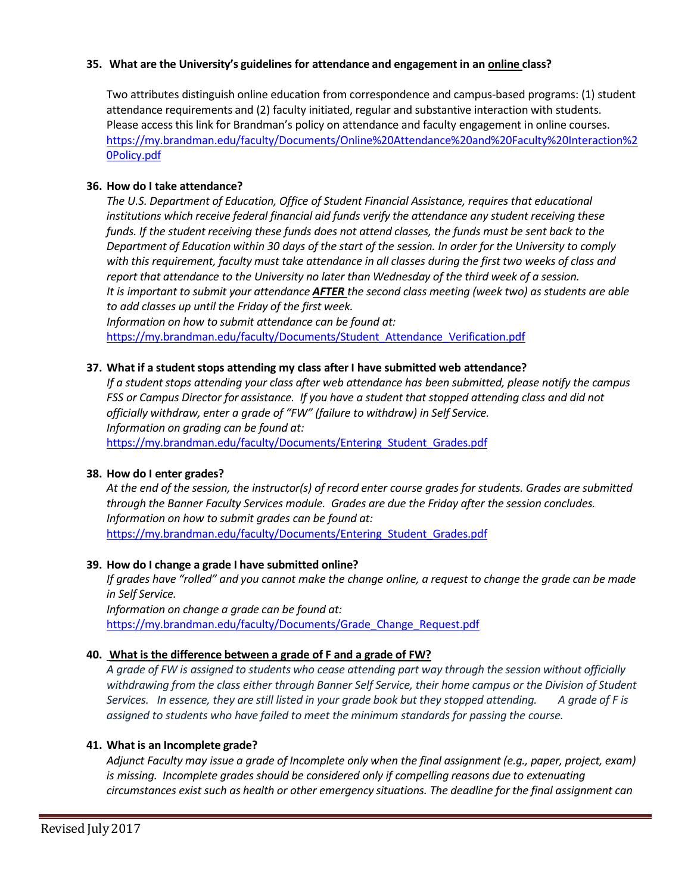**35. What are the University's guidelines for attendance and engagement in an <u>online</u> class?**

Two attributes distinguish online education from correspondence and campus-based programs: (1) student attendance requirements and (2) faculty initiated, regular and substantive interaction with students. Please access this link for Brandman's policy on attendance and faculty engagement in online courses. https://my.brandman.edu/faculty/Documents/Online%20Attendance%20and%20Faculty%20Interaction%20Policy.pdf

**36. How do I take attendance?**

*The U.S. Department of Education, Office of Student Financial Assistance, requires that educational institutions which receive federal financial aid funds verify the attendance any student receiving these funds. If the student receiving these funds does not attend classes, the funds must be sent back to the Department of Education within 30 days of the start of the session. In order for the University to comply with this requirement, faculty must take attendance in all classes during the first two weeks of class and report that attendance to the University no later than Wednesday of the third week of a session.*
*It is important to submit your attendance* ***<u>AFTER</u>*** *the second class meeting (week two) as students are able to add classes up until the Friday of the first week.*
*Information on how to submit attendance can be found at:*
https://my.brandman.edu/faculty/Documents/Student_Attendance_Verification.pdf

**37. What if a student stops attending my class after I have submitted web attendance?**

*If a student stops attending your class after web attendance has been submitted, please notify the campus FSS or Campus Director for assistance. If you have a student that stopped attending class and did not officially withdraw, enter a grade of "FW" (failure to withdraw) in Self Service.*
*Information on grading can be found at:*
https://my.brandman.edu/faculty/Documents/Entering_Student_Grades.pdf

**38. How do I enter grades?**

*At the end of the session, the instructor(s) of record enter course grades for students. Grades are submitted through the Banner Faculty Services module. Grades are due the Friday after the session concludes.*
*Information on how to submit grades can be found at:*
https://my.brandman.edu/faculty/Documents/Entering_Student_Grades.pdf

**39. How do I change a grade I have submitted online?**

*If grades have "rolled" and you cannot make the change online, a request to change the grade can be made in Self Service.*
*Information on change a grade can be found at:*
https://my.brandman.edu/faculty/Documents/Grade_Change_Request.pdf

**40. <u>What is the difference between a grade of F and a grade of FW?</u>**

*A grade of FW is assigned to students who cease attending part way through the session without officially withdrawing from the class either through Banner Self Service, their home campus or the Division of Student Services. In essence, they are still listed in your grade book but they stopped attending. A grade of F is assigned to students who have failed to meet the minimum standards for passing the course.*

**41. What is an Incomplete grade?**

*Adjunct Faculty may issue a grade of Incomplete only when the final assignment (e.g., paper, project, exam) is missing. Incomplete grades should be considered only if compelling reasons due to extenuating circumstances exist such as health or other emergency situations. The deadline for the final assignment can*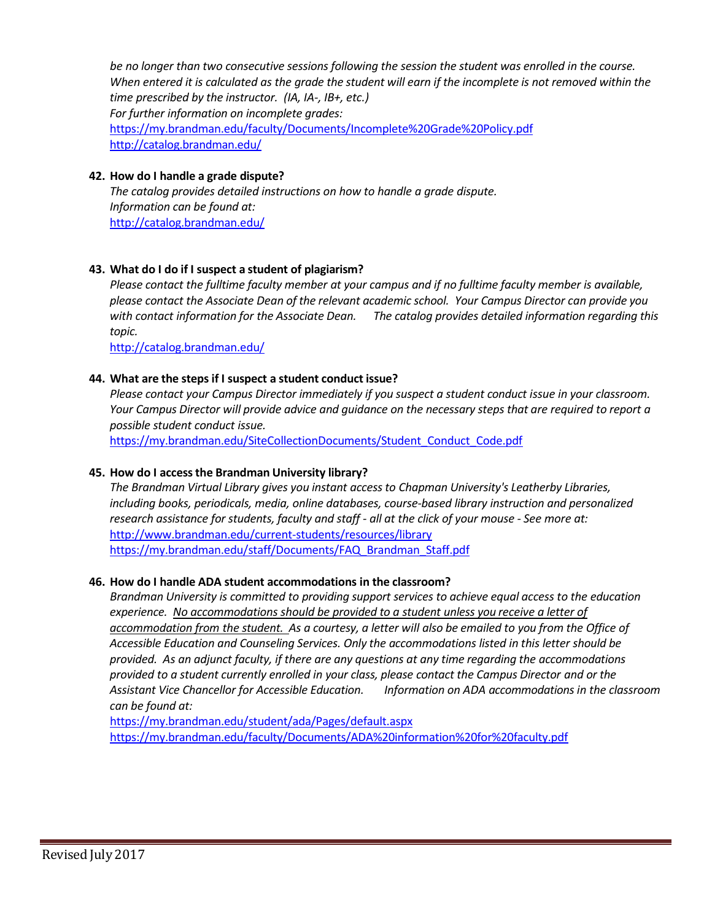*be no longer than two consecutive sessions following the session the student was enrolled in the course. When entered it is calculated as the grade the student will earn if the incomplete is not removed within the time prescribed by the instructor. (IA, IA-, IB+, etc.)*
*For further information on incomplete grades:*
https://my.brandman.edu/faculty/Documents/Incomplete%20Grade%20Policy.pdf
http://catalog.brandman.edu/

**42. How do I handle a grade dispute?**
*The catalog provides detailed instructions on how to handle a grade dispute.*
*Information can be found at:*
http://catalog.brandman.edu/

**43. What do I do if I suspect a student of plagiarism?**
*Please contact the fulltime faculty member at your campus and if no fulltime faculty member is available, please contact the Associate Dean of the relevant academic school. Your Campus Director can provide you with contact information for the Associate Dean. The catalog provides detailed information regarding this topic.*
http://catalog.brandman.edu/

**44. What are the steps if I suspect a student conduct issue?**
*Please contact your Campus Director immediately if you suspect a student conduct issue in your classroom. Your Campus Director will provide advice and guidance on the necessary steps that are required to report a possible student conduct issue.*
https://my.brandman.edu/SiteCollectionDocuments/Student_Conduct_Code.pdf

**45. How do I access the Brandman University library?**
*The Brandman Virtual Library gives you instant access to Chapman University's Leatherby Libraries, including books, periodicals, media, online databases, course-based library instruction and personalized research assistance for students, faculty and staff - all at the click of your mouse - See more at:*
http://www.brandman.edu/current-students/resources/library
https://my.brandman.edu/staff/Documents/FAQ_Brandman_Staff.pdf

**46. How do I handle ADA student accommodations in the classroom?**
*Brandman University is committed to providing support services to achieve equal access to the education experience. No accommodations should be provided to a student unless you receive a letter of accommodation from the student. As a courtesy, a letter will also be emailed to you from the Office of Accessible Education and Counseling Services. Only the accommodations listed in this letter should be provided. As an adjunct faculty, if there are any questions at any time regarding the accommodations provided to a student currently enrolled in your class, please contact the Campus Director and or the Assistant Vice Chancellor for Accessible Education. Information on ADA accommodations in the classroom can be found at:*
https://my.brandman.edu/student/ada/Pages/default.aspx
https://my.brandman.edu/faculty/Documents/ADA%20information%20for%20faculty.pdf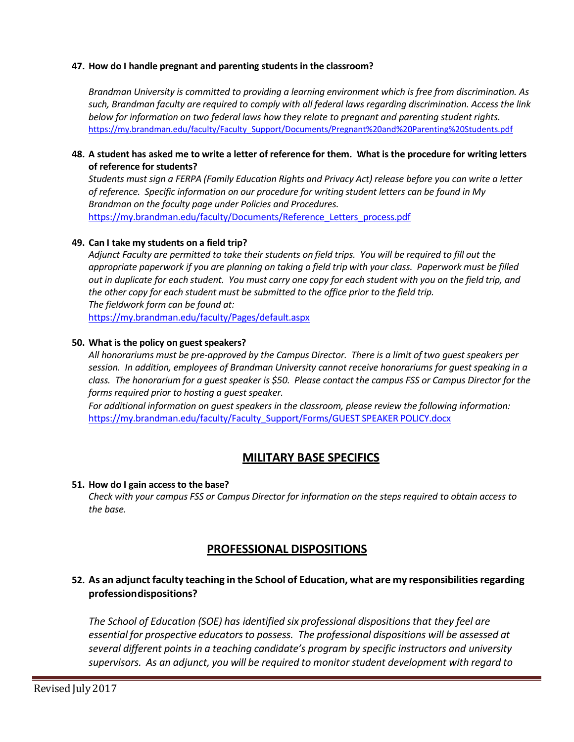**47. How do I handle pregnant and parenting students in the classroom?**

*Brandman University is committed to providing a learning environment which is free from discrimination. As such, Brandman faculty are required to comply with all federal laws regarding discrimination. Access the link below for information on two federal laws how they relate to pregnant and parenting student rights.*
https://my.brandman.edu/faculty/Faculty_Support/Documents/Pregnant%20and%20Parenting%20Students.pdf

**48. A student has asked me to write a letter of reference for them. What is the procedure for writing letters of reference for students?**

*Students must sign a FERPA (Family Education Rights and Privacy Act) release before you can write a letter of reference. Specific information on our procedure for writing student letters can be found in My Brandman on the faculty page under Policies and Procedures.*
https://my.brandman.edu/faculty/Documents/Reference_Letters_process.pdf

**49. Can I take my students on a field trip?**

*Adjunct Faculty are permitted to take their students on field trips. You will be required to fill out the appropriate paperwork if you are planning on taking a field trip with your class. Paperwork must be filled out in duplicate for each student. You must carry one copy for each student with you on the field trip, and the other copy for each student must be submitted to the office prior to the field trip.*
*The fieldwork form can be found at:*
https://my.brandman.edu/faculty/Pages/default.aspx

**50. What is the policy on guest speakers?**

*All honorariums must be pre-approved by the Campus Director. There is a limit of two guest speakers per session. In addition, employees of Brandman University cannot receive honorariums for guest speaking in a class. The honorarium for a guest speaker is $50. Please contact the campus FSS or Campus Director for the forms required prior to hosting a guest speaker.*
*For additional information on guest speakers in the classroom, please review the following information:*
https://my.brandman.edu/faculty/Faculty_Support/Forms/GUEST SPEAKER POLICY.docx

## MILITARY BASE SPECIFICS

**51. How do I gain access to the base?**

*Check with your campus FSS or Campus Director for information on the steps required to obtain access to the base.*

## PROFESSIONAL DISPOSITIONS

**52. As an adjunct faculty teaching in the School of Education, what are my responsibilities regarding professiondispositions?**

*The School of Education (SOE) has identified six professional dispositions that they feel are essential for prospective educators to possess. The professional dispositions will be assessed at several different points in a teaching candidate's program by specific instructors and university supervisors. As an adjunct, you will be required to monitor student development with regard to*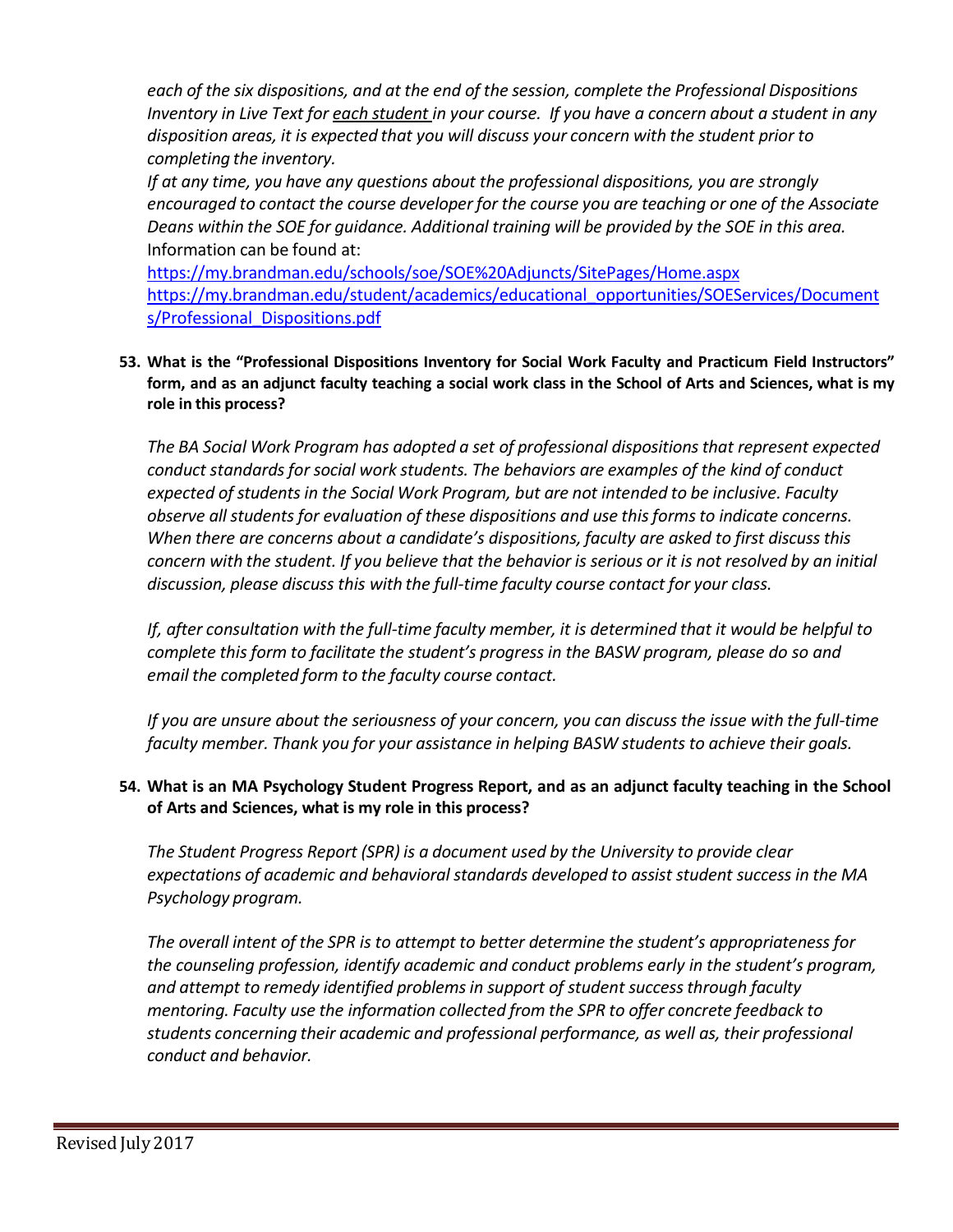*each of the six dispositions, and at the end of the session, complete the Professional Dispositions Inventory in Live Text for <u>each student</u> in your course. If you have a concern about a student in any disposition areas, it is expected that you will discuss your concern with the student prior to completing the inventory.*

*If at any time, you have any questions about the professional dispositions, you are strongly encouraged to contact the course developer for the course you are teaching or one of the Associate Deans within the SOE for guidance. Additional training will be provided by the SOE in this area.* Information can be found at:

https://my.brandman.edu/schools/soe/SOE%20Adjuncts/SitePages/Home.aspx
https://my.brandman.edu/student/academics/educational_opportunities/SOEServices/Documents/Professional_Dispositions.pdf

**53. What is the "Professional Dispositions Inventory for Social Work Faculty and Practicum Field Instructors" form, and as an adjunct faculty teaching a social work class in the School of Arts and Sciences, what is my role in this process?**

*The BA Social Work Program has adopted a set of professional dispositions that represent expected conduct standards for social work students. The behaviors are examples of the kind of conduct expected of students in the Social Work Program, but are not intended to be inclusive. Faculty observe all students for evaluation of these dispositions and use this forms to indicate concerns. When there are concerns about a candidate's dispositions, faculty are asked to first discuss this concern with the student. If you believe that the behavior is serious or it is not resolved by an initial discussion, please discuss this with the full-time faculty course contact for your class.*

*If, after consultation with the full-time faculty member, it is determined that it would be helpful to complete this form to facilitate the student's progress in the BASW program, please do so and email the completed form to the faculty course contact.*

*If you are unsure about the seriousness of your concern, you can discuss the issue with the full-time faculty member. Thank you for your assistance in helping BASW students to achieve their goals.*

**54. What is an MA Psychology Student Progress Report, and as an adjunct faculty teaching in the School of Arts and Sciences, what is my role in this process?**

*The Student Progress Report (SPR) is a document used by the University to provide clear expectations of academic and behavioral standards developed to assist student success in the MA Psychology program.*

*The overall intent of the SPR is to attempt to better determine the student's appropriateness for the counseling profession, identify academic and conduct problems early in the student's program, and attempt to remedy identified problems in support of student success through faculty mentoring. Faculty use the information collected from the SPR to offer concrete feedback to students concerning their academic and professional performance, as well as, their professional conduct and behavior.*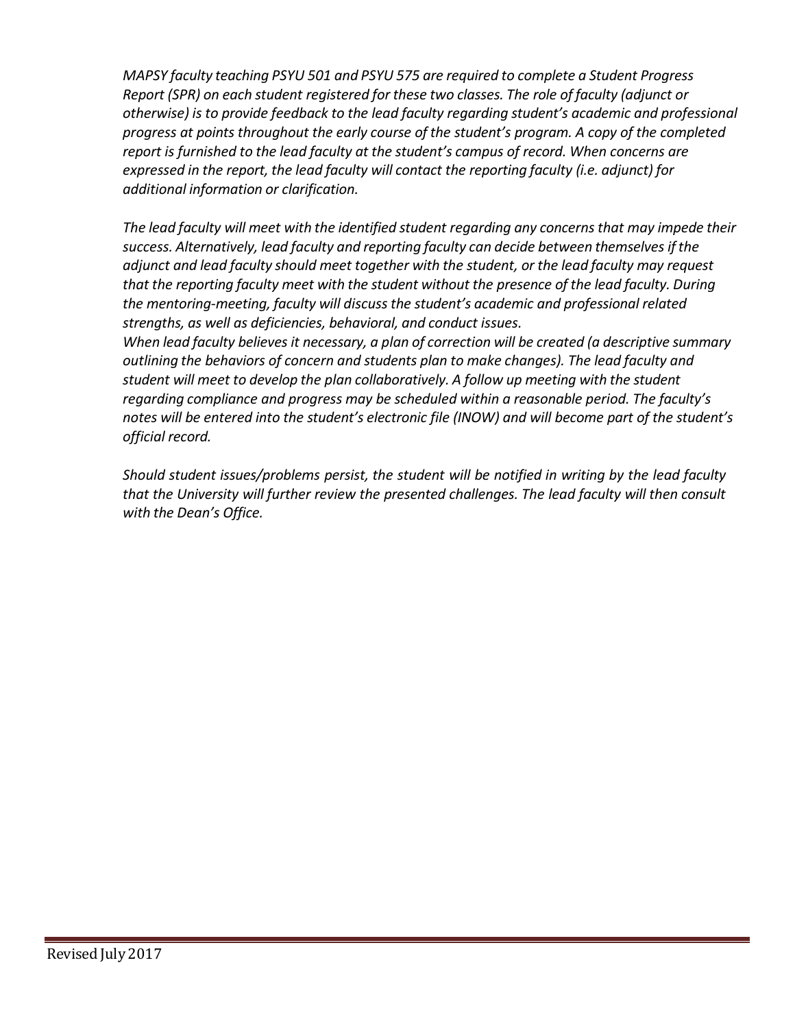*MAPSY faculty teaching PSYU 501 and PSYU 575 are required to complete a Student Progress Report (SPR) on each student registered for these two classes. The role of faculty (adjunct or otherwise) is to provide feedback to the lead faculty regarding student's academic and professional progress at points throughout the early course of the student's program. A copy of the completed report is furnished to the lead faculty at the student's campus of record. When concerns are expressed in the report, the lead faculty will contact the reporting faculty (i.e. adjunct) for additional information or clarification.*

*The lead faculty will meet with the identified student regarding any concerns that may impede their success. Alternatively, lead faculty and reporting faculty can decide between themselves if the adjunct and lead faculty should meet together with the student, or the lead faculty may request that the reporting faculty meet with the student without the presence of the lead faculty. During the mentoring-meeting, faculty will discuss the student's academic and professional related strengths, as well as deficiencies, behavioral, and conduct issues.*

*When lead faculty believes it necessary, a plan of correction will be created (a descriptive summary outlining the behaviors of concern and students plan to make changes). The lead faculty and student will meet to develop the plan collaboratively. A follow up meeting with the student regarding compliance and progress may be scheduled within a reasonable period. The faculty's notes will be entered into the student's electronic file (INOW) and will become part of the student's official record.*

*Should student issues/problems persist, the student will be notified in writing by the lead faculty that the University will further review the presented challenges. The lead faculty will then consult with the Dean's Office.*

Revised July 2017